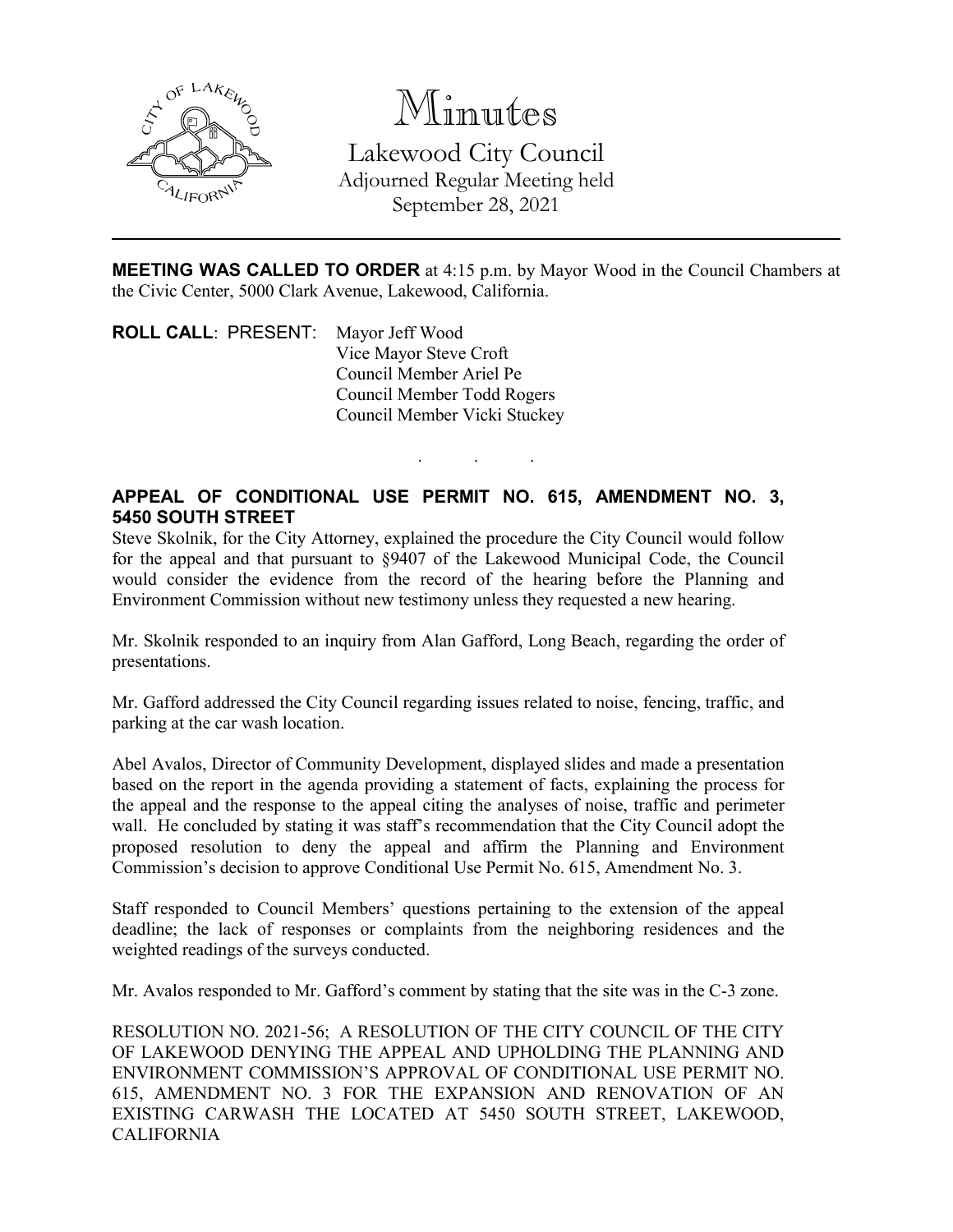# Minutes

## Lakewood City Council

Adjourned Regular Meeting held
September 28, 2021

---

**MEETING WAS CALLED TO ORDER** at 4:15 p.m. by Mayor Wood in the Council Chambers at the Civic Center, 5000 Clark Avenue, Lakewood, California.

**ROLL CALL**: PRESENT: Mayor Jeff Wood
Vice Mayor Steve Croft
Council Member Ariel Pe
Council Member Todd Rogers
Council Member Vicki Stuckey

. . .

**APPEAL OF CONDITIONAL USE PERMIT NO. 615, AMENDMENT NO. 3, 5450 SOUTH STREET**

Steve Skolnik, for the City Attorney, explained the procedure the City Council would follow for the appeal and that pursuant to §9407 of the Lakewood Municipal Code, the Council would consider the evidence from the record of the hearing before the Planning and Environment Commission without new testimony unless they requested a new hearing.

Mr. Skolnik responded to an inquiry from Alan Gafford, Long Beach, regarding the order of presentations.

Mr. Gafford addressed the City Council regarding issues related to noise, fencing, traffic, and parking at the car wash location.

Abel Avalos, Director of Community Development, displayed slides and made a presentation based on the report in the agenda providing a statement of facts, explaining the process for the appeal and the response to the appeal citing the analyses of noise, traffic and perimeter wall. He concluded by stating it was staff's recommendation that the City Council adopt the proposed resolution to deny the appeal and affirm the Planning and Environment Commission's decision to approve Conditional Use Permit No. 615, Amendment No. 3.

Staff responded to Council Members' questions pertaining to the extension of the appeal deadline; the lack of responses or complaints from the neighboring residences and the weighted readings of the surveys conducted.

Mr. Avalos responded to Mr. Gafford's comment by stating that the site was in the C-3 zone.

RESOLUTION NO. 2021-56; A RESOLUTION OF THE CITY COUNCIL OF THE CITY OF LAKEWOOD DENYING THE APPEAL AND UPHOLDING THE PLANNING AND ENVIRONMENT COMMISSION'S APPROVAL OF CONDITIONAL USE PERMIT NO. 615, AMENDMENT NO. 3 FOR THE EXPANSION AND RENOVATION OF AN EXISTING CARWASH THE LOCATED AT 5450 SOUTH STREET, LAKEWOOD, CALIFORNIA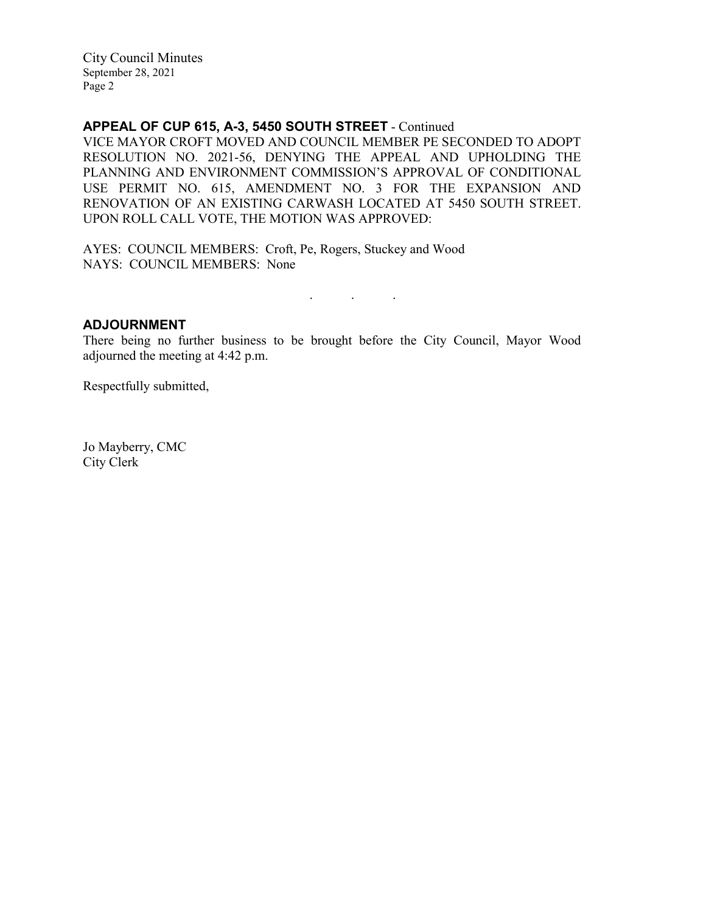**APPEAL OF CUP 615, A-3, 5450 SOUTH STREET** - Continued

VICE MAYOR CROFT MOVED AND COUNCIL MEMBER PE SECONDED TO ADOPT RESOLUTION NO. 2021-56, DENYING THE APPEAL AND UPHOLDING THE PLANNING AND ENVIRONMENT COMMISSION'S APPROVAL OF CONDITIONAL USE PERMIT NO. 615, AMENDMENT NO. 3 FOR THE EXPANSION AND RENOVATION OF AN EXISTING CARWASH LOCATED AT 5450 SOUTH STREET. UPON ROLL CALL VOTE, THE MOTION WAS APPROVED:

AYES: COUNCIL MEMBERS: Croft, Pe, Rogers, Stuckey and Wood
NAYS: COUNCIL MEMBERS: None

. . .

## ADJOURNMENT

There being no further business to be brought before the City Council, Mayor Wood adjourned the meeting at 4:42 p.m.

Respectfully submitted,

Jo Mayberry, CMC
City Clerk